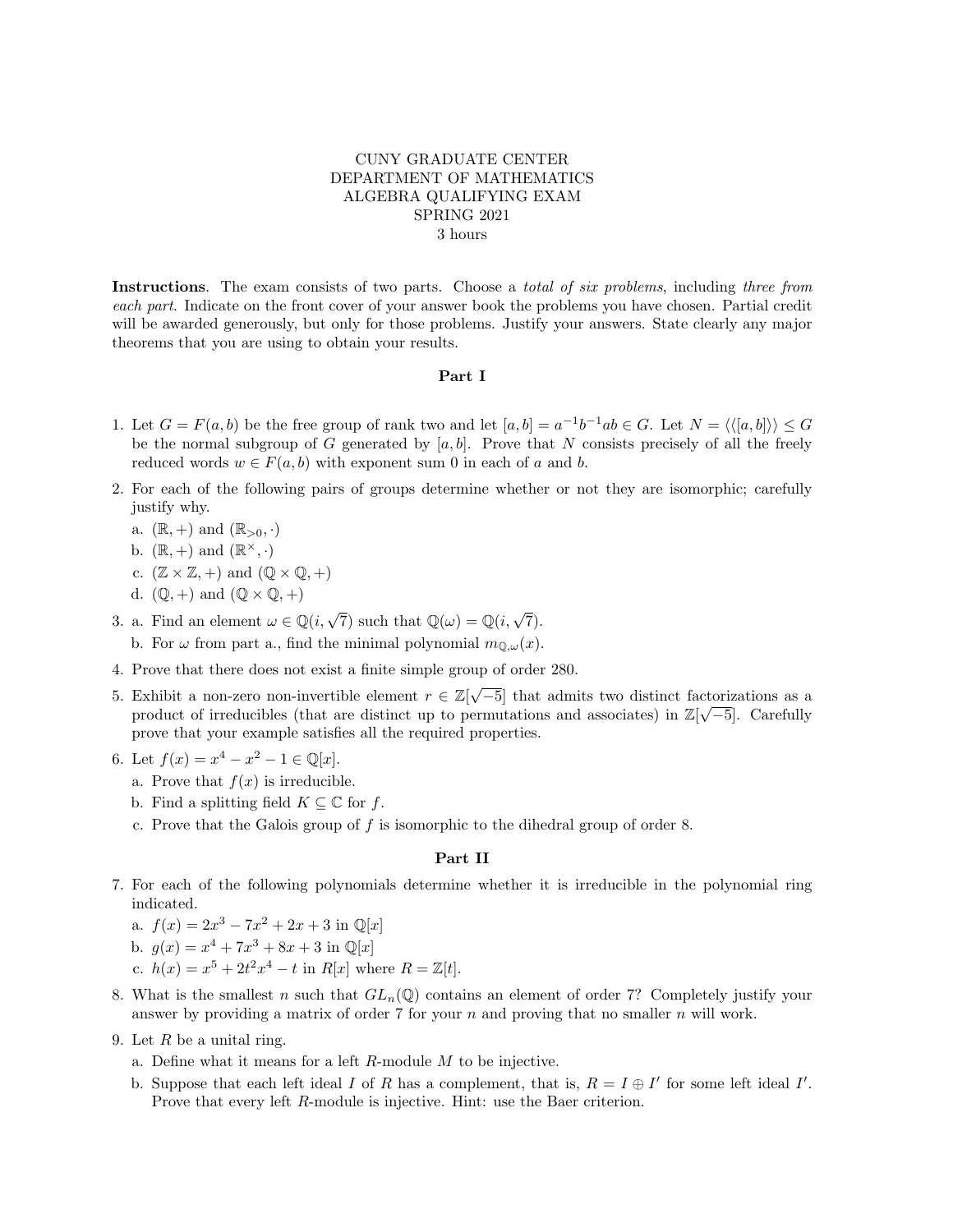CUNY GRADUATE CENTER
DEPARTMENT OF MATHEMATICS
ALGEBRA QUALIFYING EXAM
SPRING 2021
3 hours

**Instructions**. The exam consists of two parts. Choose a *total of six problems*, including *three from each part*. Indicate on the front cover of your answer book the problems you have chosen. Partial credit will be awarded generously, but only for those problems. Justify your answers. State clearly any major theorems that you are using to obtain your results.

## Part I

1. Let $G = F(a, b)$ be the free group of rank two and let $[a, b] = a^{-1}b^{-1}ab \in G$. Let $N = \langle\langle [a, b] \rangle\rangle \leq G$ be the normal subgroup of $G$ generated by $[a, b]$. Prove that $N$ consists precisely of all the freely reduced words $w \in F(a, b)$ with exponent sum 0 in each of $a$ and $b$.

2. For each of the following pairs of groups determine whether or not they are isomorphic; carefully justify why.
   a. $(\mathbb{R}, +)$ and $(\mathbb{R}_{>0}, \cdot)$
   b. $(\mathbb{R}, +)$ and $(\mathbb{R}^{\times}, \cdot)$
   c. $(\mathbb{Z} \times \mathbb{Z}, +)$ and $(\mathbb{Q} \times \mathbb{Q}, +)$
   d. $(\mathbb{Q}, +)$ and $(\mathbb{Q} \times \mathbb{Q}, +)$

3. a. Find an element $\omega \in \mathbb{Q}(i, \sqrt{7})$ such that $\mathbb{Q}(\omega) = \mathbb{Q}(i, \sqrt{7})$.
   b. For $\omega$ from part a., find the minimal polynomial $m_{\mathbb{Q},\omega}(x)$.

4. Prove that there does not exist a finite simple group of order 280.

5. Exhibit a non-zero non-invertible element $r \in \mathbb{Z}[\sqrt{-5}]$ that admits two distinct factorizations as a product of irreducibles (that are distinct up to permutations and associates) in $\mathbb{Z}[\sqrt{-5}]$. Carefully prove that your example satisfies all the required properties.

6. Let $f(x) = x^4 - x^2 - 1 \in \mathbb{Q}[x]$.
   a. Prove that $f(x)$ is irreducible.
   b. Find a splitting field $K \subseteq \mathbb{C}$ for $f$.
   c. Prove that the Galois group of $f$ is isomorphic to the dihedral group of order 8.

## Part II

7. For each of the following polynomials determine whether it is irreducible in the polynomial ring indicated.
   a. $f(x) = 2x^3 - 7x^2 + 2x + 3$ in $\mathbb{Q}[x]$
   b. $g(x) = x^4 + 7x^3 + 8x + 3$ in $\mathbb{Q}[x]$
   c. $h(x) = x^5 + 2t^2x^4 - t$ in $R[x]$ where $R = \mathbb{Z}[t]$.

8. What is the smallest $n$ such that $GL_n(\mathbb{Q})$ contains an element of order 7? Completely justify your answer by providing a matrix of order 7 for your $n$ and proving that no smaller $n$ will work.

9. Let $R$ be a unital ring.
   a. Define what it means for a left $R$-module $M$ to be injective.
   b. Suppose that each left ideal $I$ of $R$ has a complement, that is, $R = I \oplus I'$ for some left ideal $I'$. Prove that every left $R$-module is injective. Hint: use the Baer criterion.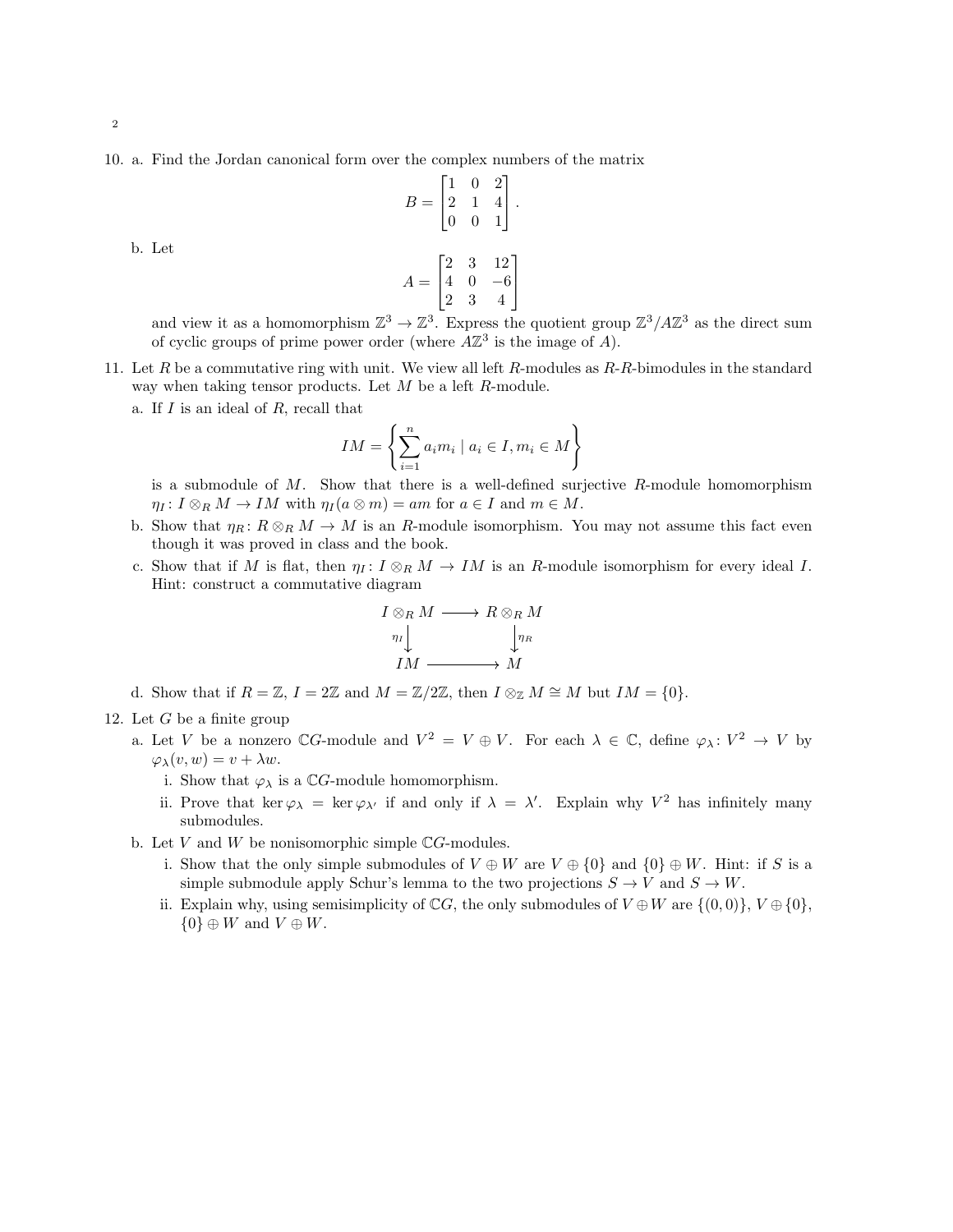10. a. Find the Jordan canonical form over the complex numbers of the matrix

$$B = \begin{bmatrix} 1 & 0 & 2 \\ 2 & 1 & 4 \\ 0 & 0 & 1 \end{bmatrix}.$$

b. Let

$$A = \begin{bmatrix} 2 & 3 & 12 \\ 4 & 0 & -6 \\ 2 & 3 & 4 \end{bmatrix}$$

and view it as a homomorphism $\mathbb{Z}^3 \to \mathbb{Z}^3$. Express the quotient group $\mathbb{Z}^3/A\mathbb{Z}^3$ as the direct sum of cyclic groups of prime power order (where $A\mathbb{Z}^3$ is the image of $A$).

11. Let $R$ be a commutative ring with unit. We view all left $R$-modules as $R$-$R$-bimodules in the standard way when taking tensor products. Let $M$ be a left $R$-module.

a. If $I$ is an ideal of $R$, recall that

$$IM = \left\{ \sum_{i=1}^{n} a_i m_i \mid a_i \in I, m_i \in M \right\}$$

is a submodule of $M$. Show that there is a well-defined surjective $R$-module homomorphism $\eta_I \colon I \otimes_R M \to IM$ with $\eta_I(a \otimes m) = am$ for $a \in I$ and $m \in M$.

b. Show that $\eta_R \colon R \otimes_R M \to M$ is an $R$-module isomorphism. You may not assume this fact even though it was proved in class and the book.

c. Show that if $M$ is flat, then $\eta_I \colon I \otimes_R M \to IM$ is an $R$-module isomorphism for every ideal $I$. Hint: construct a commutative diagram

$$\begin{array}{ccc} I \otimes_R M & \longrightarrow & R \otimes_R M \\ \eta_I \big\downarrow & & \big\downarrow \eta_R \\ IM & \longrightarrow & M \end{array}$$

d. Show that if $R = \mathbb{Z}$, $I = 2\mathbb{Z}$ and $M = \mathbb{Z}/2\mathbb{Z}$, then $I \otimes_{\mathbb{Z}} M \cong M$ but $IM = \{0\}$.

12. Let $G$ be a finite group

a. Let $V$ be a nonzero $\mathbb{C}G$-module and $V^2 = V \oplus V$. For each $\lambda \in \mathbb{C}$, define $\varphi_\lambda \colon V^2 \to V$ by $\varphi_\lambda(v, w) = v + \lambda w$.

i. Show that $\varphi_\lambda$ is a $\mathbb{C}G$-module homomorphism.

ii. Prove that $\ker \varphi_\lambda = \ker \varphi_{\lambda'}$ if and only if $\lambda = \lambda'$. Explain why $V^2$ has infinitely many submodules.

b. Let $V$ and $W$ be nonisomorphic simple $\mathbb{C}G$-modules.

i. Show that the only simple submodules of $V \oplus W$ are $V \oplus \{0\}$ and $\{0\} \oplus W$. Hint: if $S$ is a simple submodule apply Schur's lemma to the two projections $S \to V$ and $S \to W$.

ii. Explain why, using semisimplicity of $\mathbb{C}G$, the only submodules of $V \oplus W$ are $\{(0,0)\}$, $V \oplus \{0\}$, $\{0\} \oplus W$ and $V \oplus W$.